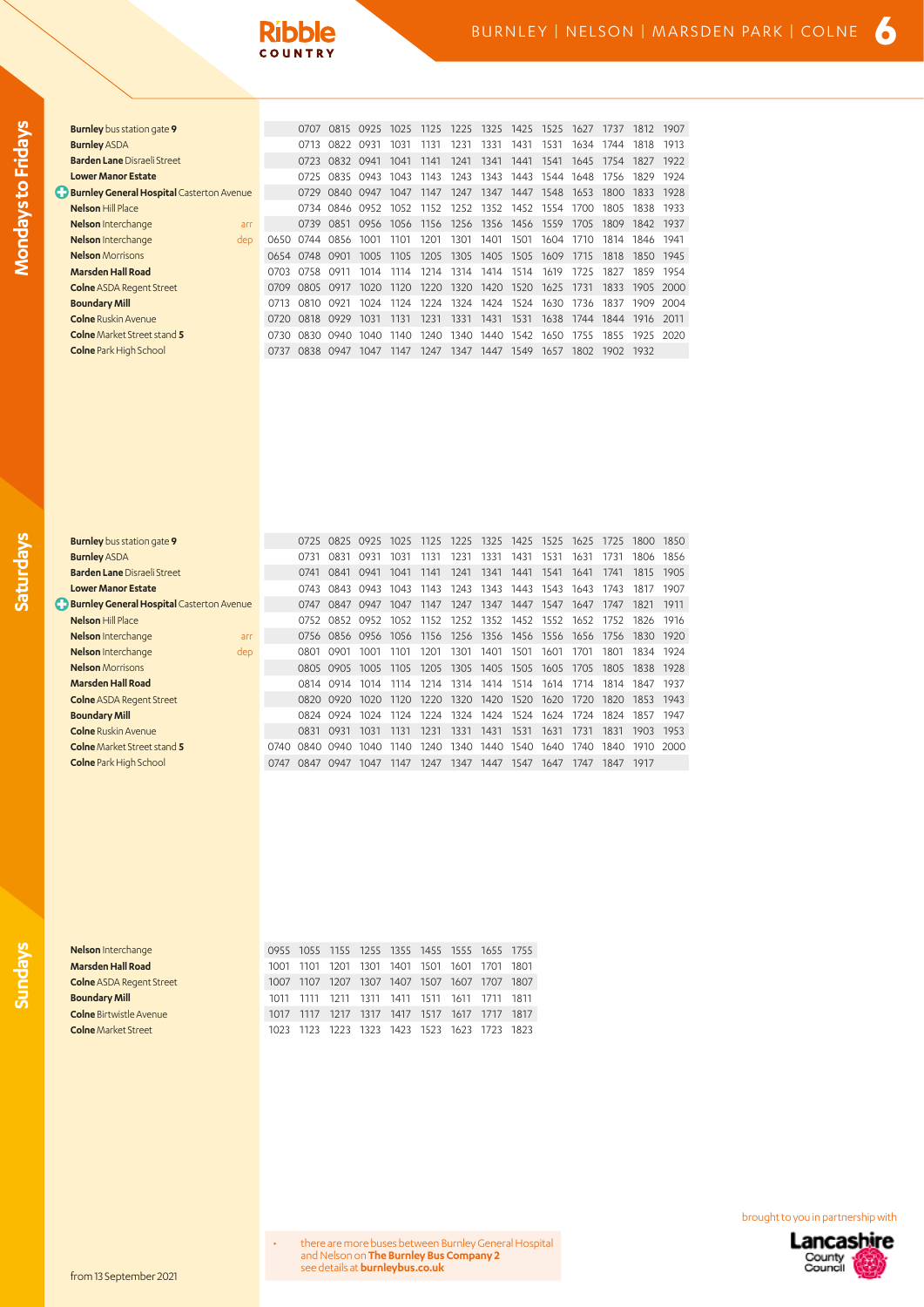# Ribble COUNTRY

## BURNLEY | NELSON | MARSDEN PARK | COLNE 6

### Mondays to Fridays

| Stop | | | | | | | | | | | | | | |
|---|---|---|---|---|---|---|---|---|---|---|---|---|---|---|
| **Burnley** bus station gate **9** | | 0707 | 0815 | 0925 | 1025 | 1125 | 1225 | 1325 | 1425 | 1525 | 1627 | 1737 | 1812 | 1907 |
| **Burnley** ASDA | | 0713 | 0822 | 0931 | 1031 | 1131 | 1231 | 1331 | 1431 | 1531 | 1634 | 1744 | 1818 | 1913 |
| **Barden Lane** Disraeli Street | | 0723 | 0832 | 0941 | 1041 | 1141 | 1241 | 1341 | 1441 | 1541 | 1645 | 1754 | 1827 | 1922 |
| **Lower Manor Estate** | | 0725 | 0835 | 0943 | 1043 | 1143 | 1243 | 1343 | 1443 | 1544 | 1648 | 1756 | 1829 | 1924 |
| **Burnley General Hospital** Casterton Avenue | | 0729 | 0840 | 0947 | 1047 | 1147 | 1247 | 1347 | 1447 | 1548 | 1653 | 1800 | 1833 | 1928 |
| **Nelson** Hill Place | | 0734 | 0846 | 0952 | 1052 | 1152 | 1252 | 1352 | 1452 | 1554 | 1700 | 1805 | 1838 | 1933 |
| **Nelson** Interchange arr | | 0739 | 0851 | 0956 | 1056 | 1156 | 1256 | 1356 | 1456 | 1559 | 1705 | 1809 | 1842 | 1937 |
| **Nelson** Interchange dep | 0650 | 0744 | 0856 | 1001 | 1101 | 1201 | 1301 | 1401 | 1501 | 1604 | 1710 | 1814 | 1846 | 1941 |
| **Nelson** Morrisons | 0654 | 0748 | 0901 | 1005 | 1105 | 1205 | 1305 | 1405 | 1505 | 1609 | 1715 | 1818 | 1850 | 1945 |
| **Marsden Hall Road** | 0703 | 0758 | 0911 | 1014 | 1114 | 1214 | 1314 | 1414 | 1514 | 1619 | 1725 | 1827 | 1859 | 1954 |
| **Colne** ASDA Regent Street | 0709 | 0805 | 0917 | 1020 | 1120 | 1220 | 1320 | 1420 | 1520 | 1625 | 1731 | 1833 | 1905 | 2000 |
| **Boundary Mill** | 0713 | 0810 | 0921 | 1024 | 1124 | 1224 | 1324 | 1424 | 1524 | 1630 | 1736 | 1837 | 1909 | 2004 |
| **Colne** Ruskin Avenue | 0720 | 0818 | 0929 | 1031 | 1131 | 1231 | 1331 | 1431 | 1531 | 1638 | 1744 | 1844 | 1916 | 2011 |
| **Colne** Market Street stand **5** | 0730 | 0830 | 0940 | 1040 | 1140 | 1240 | 1340 | 1440 | 1542 | 1650 | 1755 | 1855 | 1925 | 2020 |
| **Colne** Park High School | 0737 | 0838 | 0947 | 1047 | 1147 | 1247 | 1347 | 1447 | 1549 | 1657 | 1802 | 1902 | 1932 | |

### Saturdays

| Stop | | | | | | | | | | | | | | |
|---|---|---|---|---|---|---|---|---|---|---|---|---|---|---|
| **Burnley** bus station gate **9** | | 0725 | 0825 | 0925 | 1025 | 1125 | 1225 | 1325 | 1425 | 1525 | 1625 | 1725 | 1800 | 1850 |
| **Burnley** ASDA | | 0731 | 0831 | 0931 | 1031 | 1131 | 1231 | 1331 | 1431 | 1531 | 1631 | 1731 | 1806 | 1856 |
| **Barden Lane** Disraeli Street | | 0741 | 0841 | 0941 | 1041 | 1141 | 1241 | 1341 | 1441 | 1541 | 1641 | 1741 | 1815 | 1905 |
| **Lower Manor Estate** | | 0743 | 0843 | 0943 | 1043 | 1143 | 1243 | 1343 | 1443 | 1543 | 1643 | 1743 | 1817 | 1907 |
| **Burnley General Hospital** Casterton Avenue | | 0747 | 0847 | 0947 | 1047 | 1147 | 1247 | 1347 | 1447 | 1547 | 1647 | 1747 | 1821 | 1911 |
| **Nelson** Hill Place | | 0752 | 0852 | 0952 | 1052 | 1152 | 1252 | 1352 | 1452 | 1552 | 1652 | 1752 | 1826 | 1916 |
| **Nelson** Interchange arr | | 0756 | 0856 | 0956 | 1056 | 1156 | 1256 | 1356 | 1456 | 1556 | 1656 | 1756 | 1830 | 1920 |
| **Nelson** Interchange dep | | 0801 | 0901 | 1001 | 1101 | 1201 | 1301 | 1401 | 1501 | 1601 | 1701 | 1801 | 1834 | 1924 |
| **Nelson** Morrisons | | 0805 | 0905 | 1005 | 1105 | 1205 | 1305 | 1405 | 1505 | 1605 | 1705 | 1805 | 1838 | 1928 |
| **Marsden Hall Road** | | 0814 | 0914 | 1014 | 1114 | 1214 | 1314 | 1414 | 1514 | 1614 | 1714 | 1814 | 1847 | 1937 |
| **Colne** ASDA Regent Street | | 0820 | 0920 | 1020 | 1120 | 1220 | 1320 | 1420 | 1520 | 1620 | 1720 | 1820 | 1853 | 1943 |
| **Boundary Mill** | | 0824 | 0924 | 1024 | 1124 | 1224 | 1324 | 1424 | 1524 | 1624 | 1724 | 1824 | 1857 | 1947 |
| **Colne** Ruskin Avenue | | 0831 | 0931 | 1031 | 1131 | 1231 | 1331 | 1431 | 1531 | 1631 | 1731 | 1831 | 1903 | 1953 |
| **Colne** Market Street stand **5** | 0740 | 0840 | 0940 | 1040 | 1140 | 1240 | 1340 | 1440 | 1540 | 1640 | 1740 | 1840 | 1910 | 2000 |
| **Colne** Park High School | 0747 | 0847 | 0947 | 1047 | 1147 | 1247 | 1347 | 1447 | 1547 | 1647 | 1747 | 1847 | 1917 | |

### Sundays

| Stop | | | | | | | | | |
|---|---|---|---|---|---|---|---|---|---|
| **Nelson** Interchange | 0955 | 1055 | 1155 | 1255 | 1355 | 1455 | 1555 | 1655 | 1755 |
| **Marsden Hall Road** | 1001 | 1101 | 1201 | 1301 | 1401 | 1501 | 1601 | 1701 | 1801 |
| **Colne** ASDA Regent Street | 1007 | 1107 | 1207 | 1307 | 1407 | 1507 | 1607 | 1707 | 1807 |
| **Boundary Mill** | 1011 | 1111 | 1211 | 1311 | 1411 | 1511 | 1611 | 1711 | 1811 |
| **Colne** Birtwistle Avenue | 1017 | 1117 | 1217 | 1317 | 1417 | 1517 | 1617 | 1717 | 1817 |
| **Colne** Market Street | 1023 | 1123 | 1223 | 1323 | 1423 | 1523 | 1623 | 1723 | 1823 |

- there are more buses between Burnley General Hospital and Nelson on **The Burnley Bus Company 2** see details at **burnleybus.co.uk**

from 13 September 2021

brought to you in partnership with Lancashire County Council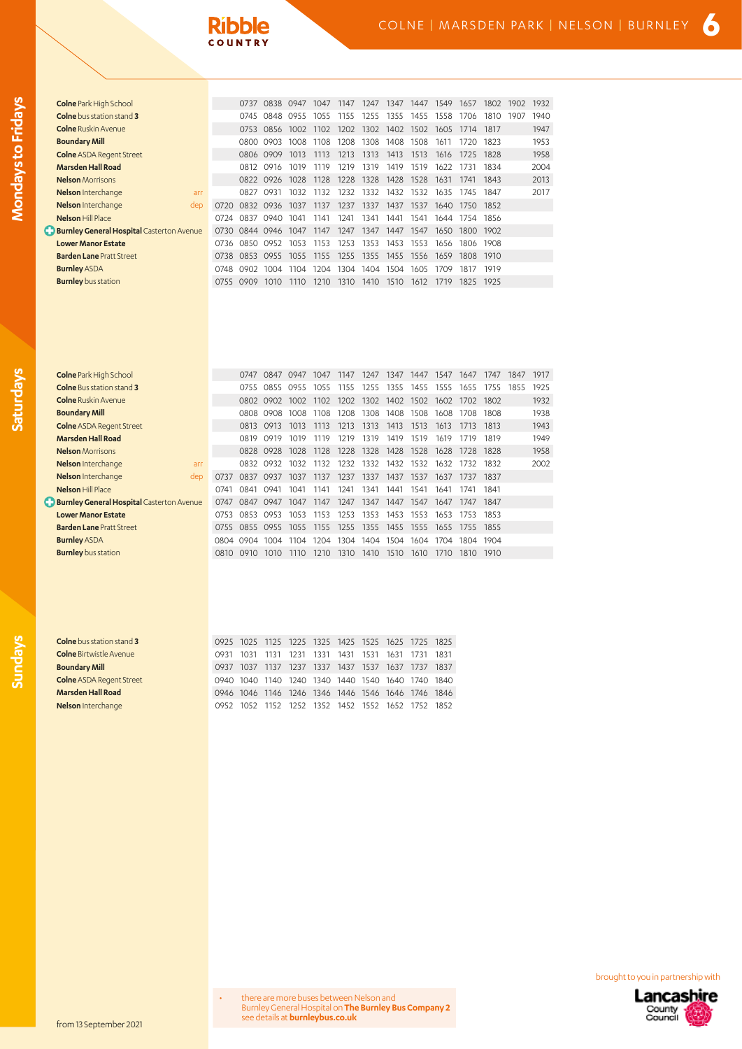## Mondays to Fridays

| | | | | | | | | | | | | | | |
|---|---|---|---|---|---|---|---|---|---|---|---|---|---|---|
| **Colne** Park High School | | 0737 | 0838 | 0947 | 1047 | 1147 | 1247 | 1347 | 1447 | 1549 | 1657 | 1802 | 1902 | 1932 |
| **Colne** bus station stand **3** | | 0745 | 0848 | 0955 | 1055 | 1155 | 1255 | 1355 | 1455 | 1558 | 1706 | 1810 | 1907 | 1940 |
| **Colne** Ruskin Avenue | | 0753 | 0856 | 1002 | 1102 | 1202 | 1302 | 1402 | 1502 | 1605 | 1714 | 1817 | | 1947 |
| **Boundary Mill** | | 0800 | 0903 | 1008 | 1108 | 1208 | 1308 | 1408 | 1508 | 1611 | 1720 | 1823 | | 1953 |
| **Colne** ASDA Regent Street | | 0806 | 0909 | 1013 | 1113 | 1213 | 1313 | 1413 | 1513 | 1616 | 1725 | 1828 | | 1958 |
| **Marsden Hall Road** | | 0812 | 0916 | 1019 | 1119 | 1219 | 1319 | 1419 | 1519 | 1622 | 1731 | 1834 | | 2004 |
| **Nelson** Morrisons | | 0822 | 0926 | 1028 | 1128 | 1228 | 1328 | 1428 | 1528 | 1631 | 1741 | 1843 | | 2013 |
| **Nelson** Interchange arr | | 0827 | 0931 | 1032 | 1132 | 1232 | 1332 | 1432 | 1532 | 1635 | 1745 | 1847 | | 2017 |
| **Nelson** Interchange dep | 0720 | 0832 | 0936 | 1037 | 1137 | 1237 | 1337 | 1437 | 1537 | 1640 | 1750 | 1852 | | |
| **Nelson** Hill Place | 0724 | 0837 | 0940 | 1041 | 1141 | 1241 | 1341 | 1441 | 1541 | 1644 | 1754 | 1856 | | |
| **Burnley General Hospital** Casterton Avenue | 0730 | 0844 | 0946 | 1047 | 1147 | 1247 | 1347 | 1447 | 1547 | 1650 | 1800 | 1902 | | |
| **Lower Manor Estate** | 0736 | 0850 | 0952 | 1053 | 1153 | 1253 | 1353 | 1453 | 1553 | 1656 | 1806 | 1908 | | |
| **Barden Lane** Pratt Street | 0738 | 0853 | 0955 | 1055 | 1155 | 1255 | 1355 | 1455 | 1556 | 1659 | 1808 | 1910 | | |
| **Burnley** ASDA | 0748 | 0902 | 1004 | 1104 | 1204 | 1304 | 1404 | 1504 | 1605 | 1709 | 1817 | 1919 | | |
| **Burnley** bus station | 0755 | 0909 | 1010 | 1110 | 1210 | 1310 | 1410 | 1510 | 1612 | 1719 | 1825 | 1925 | | |

## Saturdays

| | | | | | | | | | | | | | | |
|---|---|---|---|---|---|---|---|---|---|---|---|---|---|---|
| **Colne** Park High School | | 0747 | 0847 | 0947 | 1047 | 1147 | 1247 | 1347 | 1447 | 1547 | 1647 | 1747 | 1847 | 1917 |
| **Colne** Bus station stand **3** | | 0755 | 0855 | 0955 | 1055 | 1155 | 1255 | 1355 | 1455 | 1555 | 1655 | 1755 | 1855 | 1925 |
| **Colne** Ruskin Avenue | | 0802 | 0902 | 1002 | 1102 | 1202 | 1302 | 1402 | 1502 | 1602 | 1702 | 1802 | | 1932 |
| **Boundary Mill** | | 0808 | 0908 | 1008 | 1108 | 1208 | 1308 | 1408 | 1508 | 1608 | 1708 | 1808 | | 1938 |
| **Colne** ASDA Regent Street | | 0813 | 0913 | 1013 | 1113 | 1213 | 1313 | 1413 | 1513 | 1613 | 1713 | 1813 | | 1943 |
| **Marsden Hall Road** | | 0819 | 0919 | 1019 | 1119 | 1219 | 1319 | 1419 | 1519 | 1619 | 1719 | 1819 | | 1949 |
| **Nelson** Morrisons | | 0828 | 0928 | 1028 | 1128 | 1228 | 1328 | 1428 | 1528 | 1628 | 1728 | 1828 | | 1958 |
| **Nelson** Interchange arr | | 0832 | 0932 | 1032 | 1132 | 1232 | 1332 | 1432 | 1532 | 1632 | 1732 | 1832 | | 2002 |
| **Nelson** Interchange dep | 0737 | 0837 | 0937 | 1037 | 1137 | 1237 | 1337 | 1437 | 1537 | 1637 | 1737 | 1837 | | |
| **Nelson** Hill Place | 0741 | 0841 | 0941 | 1041 | 1141 | 1241 | 1341 | 1441 | 1541 | 1641 | 1741 | 1841 | | |
| **Burnley General Hospital** Casterton Avenue | 0747 | 0847 | 0947 | 1047 | 1147 | 1247 | 1347 | 1447 | 1547 | 1647 | 1747 | 1847 | | |
| **Lower Manor Estate** | 0753 | 0853 | 0953 | 1053 | 1153 | 1253 | 1353 | 1453 | 1553 | 1653 | 1753 | 1853 | | |
| **Barden Lane** Pratt Street | 0755 | 0855 | 0955 | 1055 | 1155 | 1255 | 1355 | 1455 | 1555 | 1655 | 1755 | 1855 | | |
| **Burnley** ASDA | 0804 | 0904 | 1004 | 1104 | 1204 | 1304 | 1404 | 1504 | 1604 | 1704 | 1804 | 1904 | | |
| **Burnley** bus station | 0810 | 0910 | 1010 | 1110 | 1210 | 1310 | 1410 | 1510 | 1610 | 1710 | 1810 | 1910 | | |

## Sundays

| | | | | | | | | | | |
|---|---|---|---|---|---|---|---|---|---|---|
| **Colne** bus station stand **3** | 0925 | 1025 | 1125 | 1225 | 1325 | 1425 | 1525 | 1625 | 1725 | 1825 |
| **Colne** Birtwistle Avenue | 0931 | 1031 | 1131 | 1231 | 1331 | 1431 | 1531 | 1631 | 1731 | 1831 |
| **Boundary Mill** | 0937 | 1037 | 1137 | 1237 | 1337 | 1437 | 1537 | 1637 | 1737 | 1837 |
| **Colne** ASDA Regent Street | 0940 | 1040 | 1140 | 1240 | 1340 | 1440 | 1540 | 1640 | 1740 | 1840 |
| **Marsden Hall Road** | 0946 | 1046 | 1146 | 1246 | 1346 | 1446 | 1546 | 1646 | 1746 | 1846 |
| **Nelson** Interchange | 0952 | 1052 | 1152 | 1252 | 1352 | 1452 | 1552 | 1652 | 1752 | 1852 |

• there are more buses between Nelson and Burnley General Hospital on **The Burnley Bus Company 2** see details at **burnleybus.co.uk**

from 13 September 2021

brought to you in partnership with Lancashire County Council